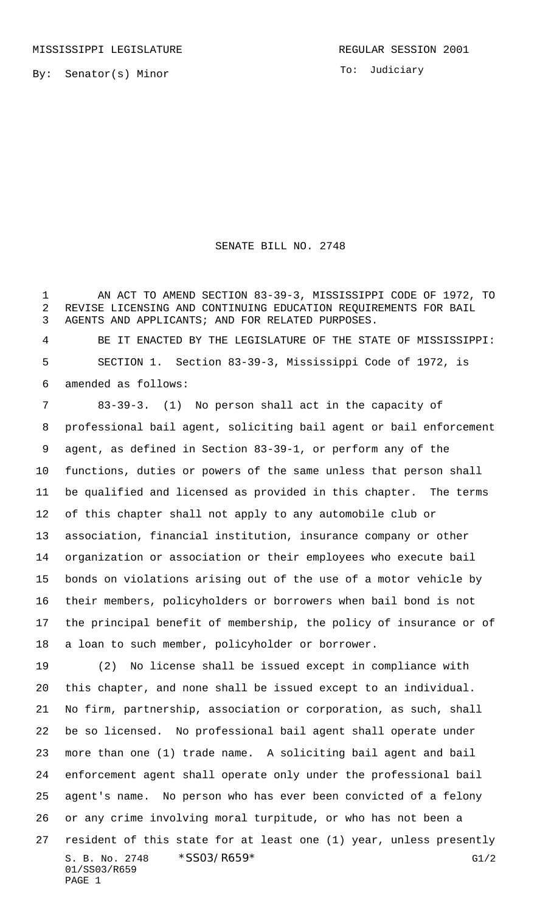MISSISSIPPI LEGISLATURE REGULAR SESSION 2001

By: Senator(s) Minor

To: Judiciary

# SENATE BILL NO. 2748

AN ACT TO AMEND SECTION 83-39-3, MISSISSIPPI CODE OF 1972, TO REVISE LICENSING AND CONTINUING EDUCATION REQUIREMENTS FOR BAIL AGENTS AND APPLICANTS; AND FOR RELATED PURPOSES.

BE IT ENACTED BY THE LEGISLATURE OF THE STATE OF MISSISSIPPI:

SECTION 1. Section 83-39-3, Mississippi Code of 1972, is amended as follows:

83-39-3. (1) No person shall act in the capacity of professional bail agent, soliciting bail agent or bail enforcement agent, as defined in Section 83-39-1, or perform any of the functions, duties or powers of the same unless that person shall be qualified and licensed as provided in this chapter. The terms of this chapter shall not apply to any automobile club or association, financial institution, insurance company or other organization or association or their employees who execute bail bonds on violations arising out of the use of a motor vehicle by their members, policyholders or borrowers when bail bond is not the principal benefit of membership, the policy of insurance or of a loan to such member, policyholder or borrower.

(2) No license shall be issued except in compliance with this chapter, and none shall be issued except to an individual. No firm, partnership, association or corporation, as such, shall be so licensed. No professional bail agent shall operate under more than one (1) trade name. A soliciting bail agent and bail enforcement agent shall operate only under the professional bail agent's name. No person who has ever been convicted of a felony or any crime involving moral turpitude, or who has not been a resident of this state for at least one (1) year, unless presently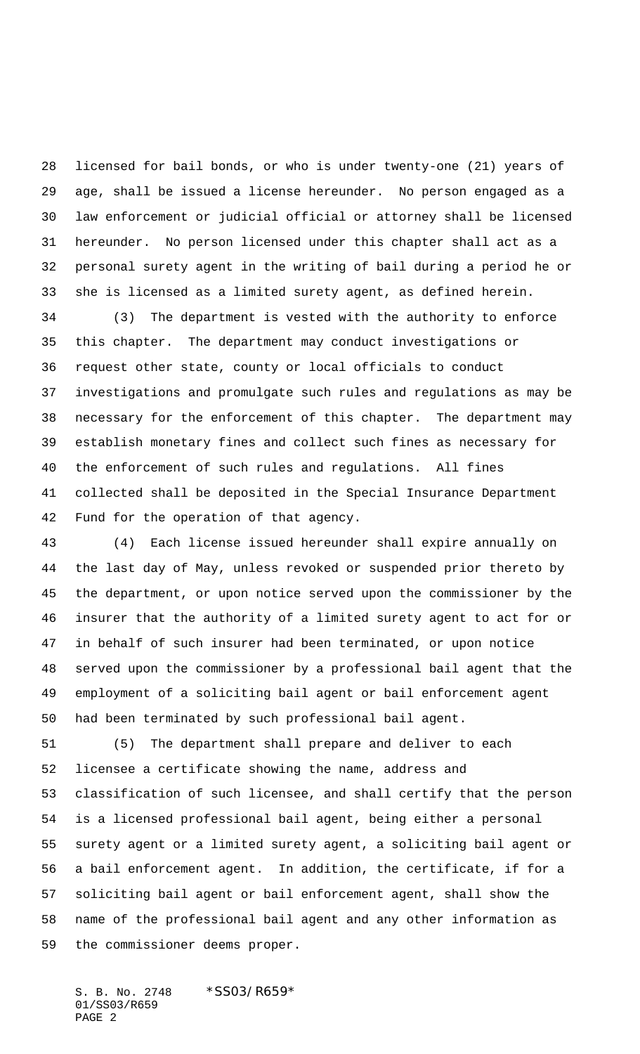licensed for bail bonds, or who is under twenty-one (21) years of age, shall be issued a license hereunder. No person engaged as a law enforcement or judicial official or attorney shall be licensed hereunder. No person licensed under this chapter shall act as a personal surety agent in the writing of bail during a period he or she is licensed as a limited surety agent, as defined herein.

(3) The department is vested with the authority to enforce this chapter. The department may conduct investigations or request other state, county or local officials to conduct investigations and promulgate such rules and regulations as may be necessary for the enforcement of this chapter. The department may establish monetary fines and collect such fines as necessary for the enforcement of such rules and regulations. All fines collected shall be deposited in the Special Insurance Department Fund for the operation of that agency.

(4) Each license issued hereunder shall expire annually on the last day of May, unless revoked or suspended prior thereto by the department, or upon notice served upon the commissioner by the insurer that the authority of a limited surety agent to act for or in behalf of such insurer had been terminated, or upon notice served upon the commissioner by a professional bail agent that the employment of a soliciting bail agent or bail enforcement agent had been terminated by such professional bail agent.

(5) The department shall prepare and deliver to each licensee a certificate showing the name, address and classification of such licensee, and shall certify that the person is a licensed professional bail agent, being either a personal surety agent or a limited surety agent, a soliciting bail agent or a bail enforcement agent. In addition, the certificate, if for a soliciting bail agent or bail enforcement agent, shall show the name of the professional bail agent and any other information as the commissioner deems proper.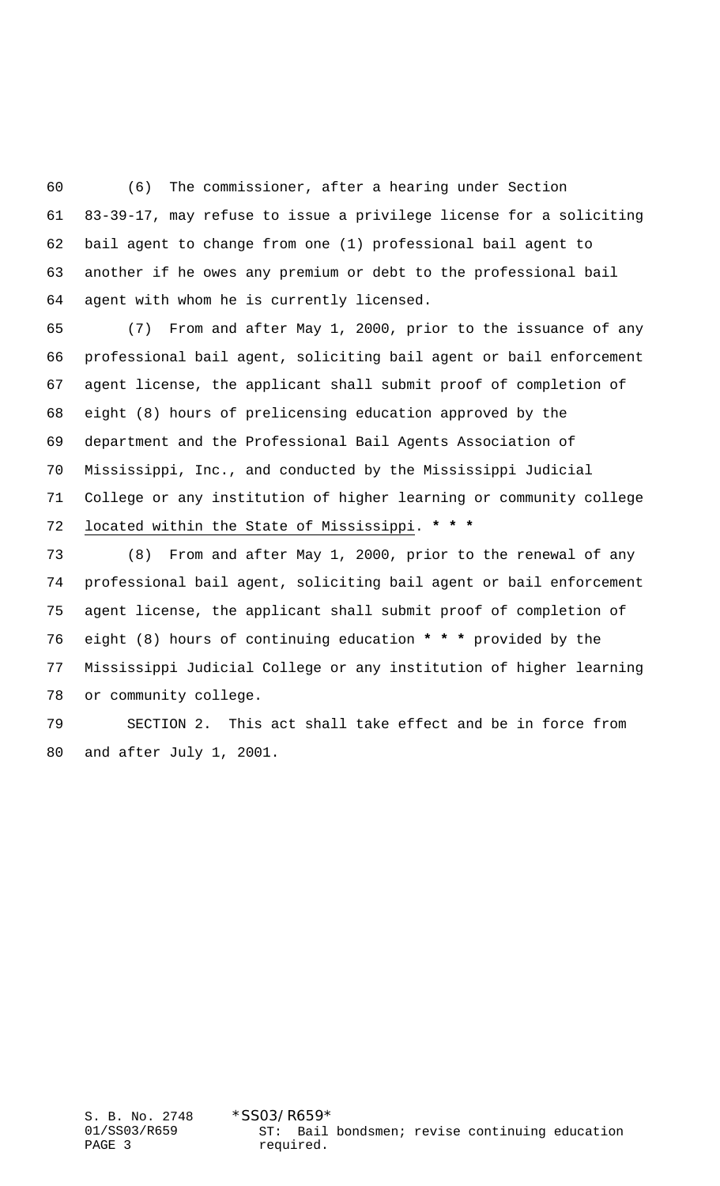(6) The commissioner, after a hearing under Section 83-39-17, may refuse to issue a privilege license for a soliciting bail agent to change from one (1) professional bail agent to another if he owes any premium or debt to the professional bail agent with whom he is currently licensed.

(7) From and after May 1, 2000, prior to the issuance of any professional bail agent, soliciting bail agent or bail enforcement agent license, the applicant shall submit proof of completion of eight (8) hours of prelicensing education approved by the department and the Professional Bail Agents Association of Mississippi, Inc., and conducted by the Mississippi Judicial College or any institution of higher learning or community college located within the State of Mississippi. **\* \* \***

(8) From and after May 1, 2000, prior to the renewal of any professional bail agent, soliciting bail agent or bail enforcement agent license, the applicant shall submit proof of completion of eight (8) hours of continuing education **\* \* \*** provided by the Mississippi Judicial College or any institution of higher learning or community college.

SECTION 2. This act shall take effect and be in force from and after July 1, 2001.